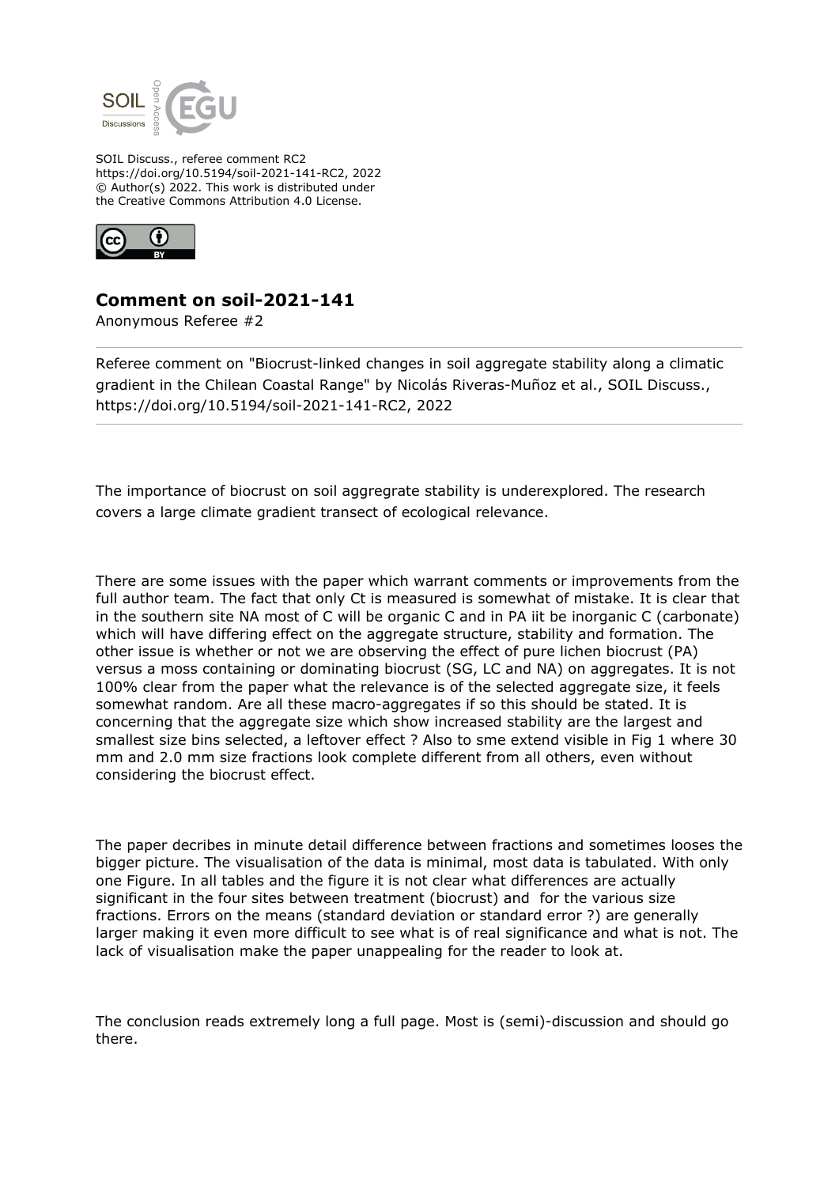SOIL Discuss., referee comment RC2
https://doi.org/10.5194/soil-2021-141-RC2, 2022
© Author(s) 2022. This work is distributed under
the Creative Commons Attribution 4.0 License.

## Comment on soil-2021-141

Anonymous Referee #2

Referee comment on "Biocrust-linked changes in soil aggregate stability along a climatic gradient in the Chilean Coastal Range" by Nicolás Riveras-Muñoz et al., SOIL Discuss., https://doi.org/10.5194/soil-2021-141-RC2, 2022

The importance of biocrust on soil aggregrate stability is underexplored. The research covers a large climate gradient transect of ecological relevance.

There are some issues with the paper which warrant comments or improvements from the full author team. The fact that only Ct is measured is somewhat of mistake. It is clear that in the southern site NA most of C will be organic C and in PA iit be inorganic C (carbonate) which will have differing effect on the aggregate structure, stability and formation. The other issue is whether or not we are observing the effect of pure lichen biocrust (PA) versus a moss containing or dominating biocrust (SG, LC and NA) on aggregates. It is not 100% clear from the paper what the relevance is of the selected aggregate size, it feels somewhat random. Are all these macro-aggregates if so this should be stated. It is concerning that the aggregate size which show increased stability are the largest and smallest size bins selected, a leftover effect ? Also to sme extend visible in Fig 1 where 30 mm and 2.0 mm size fractions look complete different from all others, even without considering the biocrust effect.

The paper decribes in minute detail difference between fractions and sometimes looses the bigger picture. The visualisation of the data is minimal, most data is tabulated. With only one Figure. In all tables and the figure it is not clear what differences are actually significant in the four sites between treatment (biocrust) and for the various size fractions. Errors on the means (standard deviation or standard error ?) are generally larger making it even more difficult to see what is of real significance and what is not. The lack of visualisation make the paper unappealing for the reader to look at.

The conclusion reads extremely long a full page. Most is (semi)-discussion and should go there.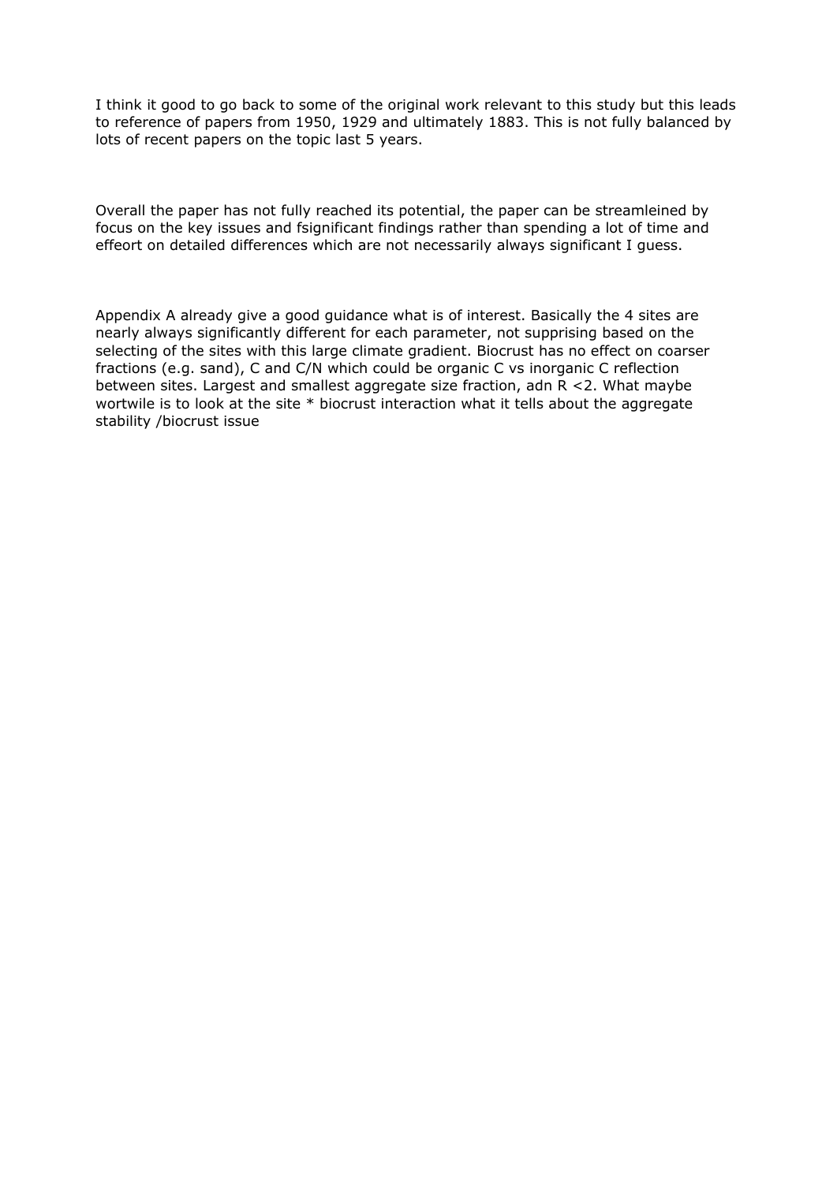I think it good to go back to some of the original work relevant to this study but this leads to reference of papers from 1950, 1929 and ultimately 1883. This is not fully balanced by lots of recent papers on the topic last 5 years.

Overall the paper has not fully reached its potential, the paper can be streamleined by focus on the key issues and fsignificant findings rather than spending a lot of time and effeort on detailed differences which are not necessarily always significant I guess.

Appendix A already give a good guidance what is of interest. Basically the 4 sites are nearly always significantly different for each parameter, not supprising based on the selecting of the sites with this large climate gradient. Biocrust has no effect on coarser fractions (e.g. sand), C and C/N which could be organic C vs inorganic C reflection between sites. Largest and smallest aggregate size fraction, adn R <2. What maybe wortwile is to look at the site * biocrust interaction what it tells about the aggregate stability /biocrust issue